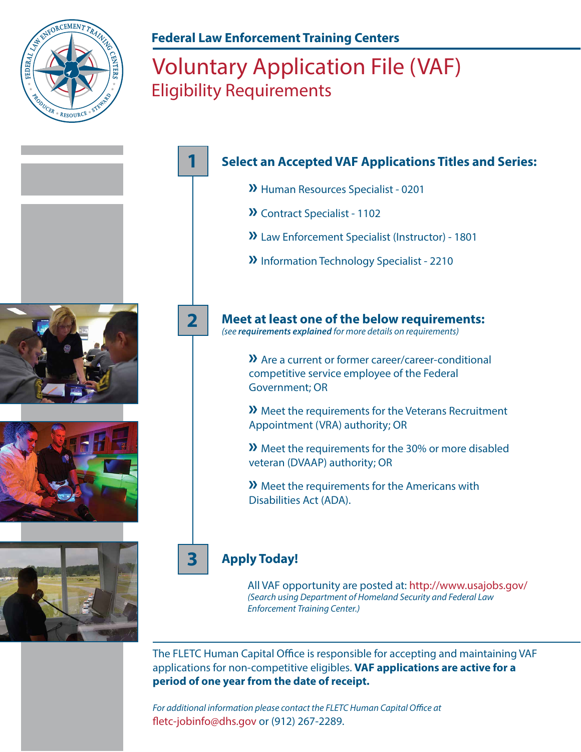**Federal Law Enforcement Training Centers**

# Voluntary Application File (VAF)

## Eligibility Requirements

### 1 Select an Accepted VAF Applications Titles and Series:

- Human Resources Specialist - 0201
- Contract Specialist - 1102
- Law Enforcement Specialist (Instructor) - 1801
- Information Technology Specialist - 2210

### 2 Meet at least one of the below requirements:

*(see **requirements explained** for more details on requirements)*

- Are a current or former career/career-conditional competitive service employee of the Federal Government; OR
- Meet the requirements for the Veterans Recruitment Appointment (VRA) authority; OR
- Meet the requirements for the 30% or more disabled veteran (DVAAP) authority; OR
- Meet the requirements for the Americans with Disabilities Act (ADA).

### 3 Apply Today!

All VAF opportunity are posted at: http://www.usajobs.gov/
*(Search using Department of Homeland Security and Federal Law Enforcement Training Center.)*

The FLETC Human Capital Office is responsible for accepting and maintaining VAF applications for non-competitive eligibles. **VAF applications are active for a period of one year from the date of receipt.**

*For additional information please contact the FLETC Human Capital Office at*
fletc-jobinfo@dhs.gov or (912) 267-2289.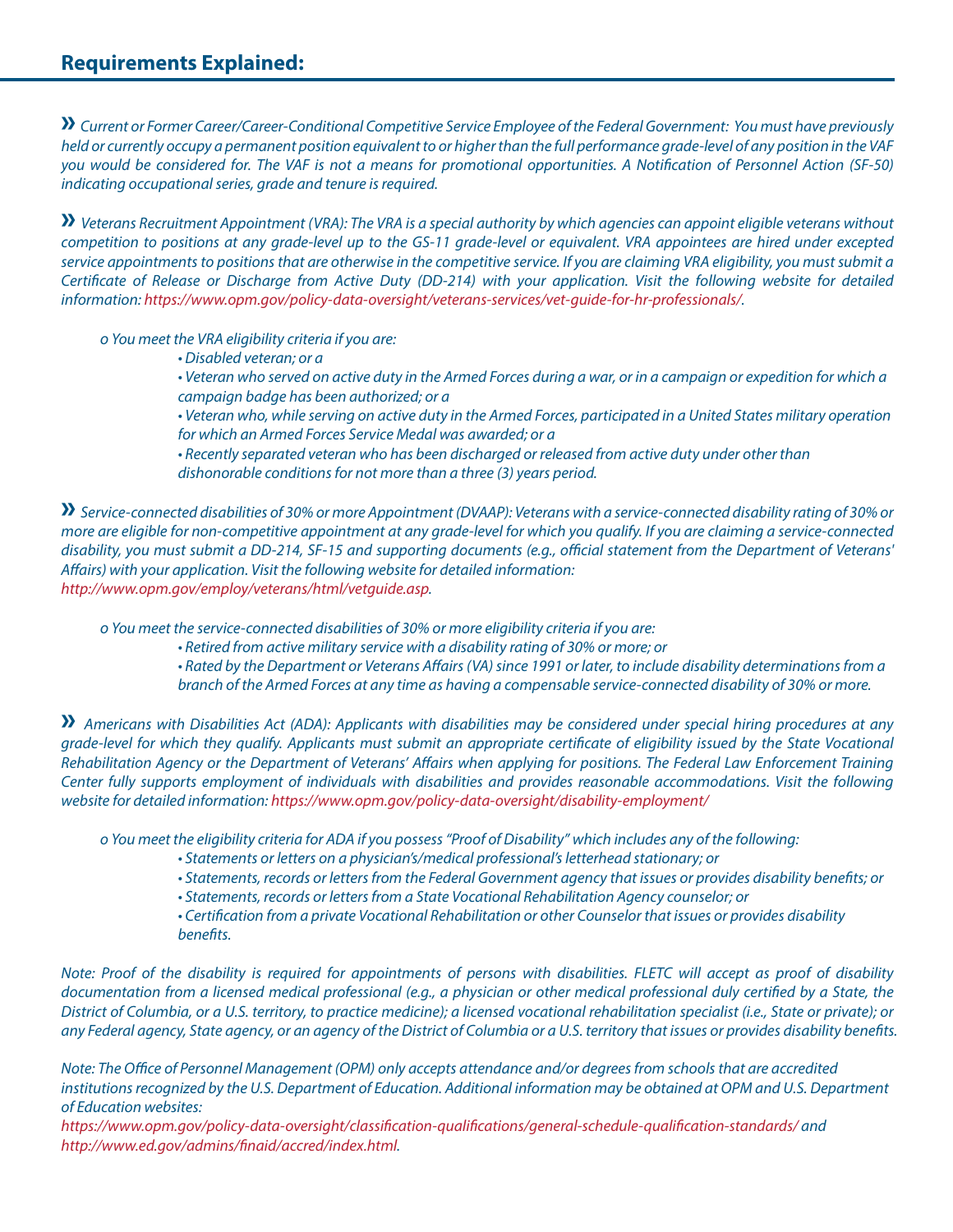## Requirements Explained:

» *Current or Former Career/Career-Conditional Competitive Service Employee of the Federal Government: You must have previously held or currently occupy a permanent position equivalent to or higher than the full performance grade-level of any position in the VAF you would be considered for. The VAF is not a means for promotional opportunities. A Notification of Personnel Action (SF-50) indicating occupational series, grade and tenure is required.*

» *Veterans Recruitment Appointment (VRA): The VRA is a special authority by which agencies can appoint eligible veterans without competition to positions at any grade-level up to the GS-11 grade-level or equivalent. VRA appointees are hired under excepted service appointments to positions that are otherwise in the competitive service. If you are claiming VRA eligibility, you must submit a Certificate of Release or Discharge from Active Duty (DD-214) with your application. Visit the following website for detailed information: https://www.opm.gov/policy-data-oversight/veterans-services/vet-guide-for-hr-professionals/.*

- *You meet the VRA eligibility criteria if you are:*
  - *Disabled veteran; or a*
  - *Veteran who served on active duty in the Armed Forces during a war, or in a campaign or expedition for which a campaign badge has been authorized; or a*
  - *Veteran who, while serving on active duty in the Armed Forces, participated in a United States military operation for which an Armed Forces Service Medal was awarded; or a*
  - *Recently separated veteran who has been discharged or released from active duty under other than dishonorable conditions for not more than a three (3) years period.*

» *Service-connected disabilities of 30% or more Appointment (DVAAP): Veterans with a service-connected disability rating of 30% or more are eligible for non-competitive appointment at any grade-level for which you qualify. If you are claiming a service-connected disability, you must submit a DD-214, SF-15 and supporting documents (e.g., official statement from the Department of Veterans' Affairs) with your application. Visit the following website for detailed information: http://www.opm.gov/employ/veterans/html/vetguide.asp.*

- *You meet the service-connected disabilities of 30% or more eligibility criteria if you are:*
  - *Retired from active military service with a disability rating of 30% or more; or*
  - *Rated by the Department or Veterans Affairs (VA) since 1991 or later, to include disability determinations from a branch of the Armed Forces at any time as having a compensable service-connected disability of 30% or more.*

» *Americans with Disabilities Act (ADA): Applicants with disabilities may be considered under special hiring procedures at any grade-level for which they qualify. Applicants must submit an appropriate certificate of eligibility issued by the State Vocational Rehabilitation Agency or the Department of Veterans' Affairs when applying for positions. The Federal Law Enforcement Training Center fully supports employment of individuals with disabilities and provides reasonable accommodations. Visit the following website for detailed information: https://www.opm.gov/policy-data-oversight/disability-employment/*

- *You meet the eligibility criteria for ADA if you possess "Proof of Disability" which includes any of the following:*
  - *Statements or letters on a physician's/medical professional's letterhead stationary; or*
  - *Statements, records or letters from the Federal Government agency that issues or provides disability benefits; or*
  - *Statements, records or letters from a State Vocational Rehabilitation Agency counselor; or*
  - *Certification from a private Vocational Rehabilitation or other Counselor that issues or provides disability benefits.*

*Note: Proof of the disability is required for appointments of persons with disabilities. FLETC will accept as proof of disability documentation from a licensed medical professional (e.g., a physician or other medical professional duly certified by a State, the District of Columbia, or a U.S. territory, to practice medicine); a licensed vocational rehabilitation specialist (i.e., State or private); or any Federal agency, State agency, or an agency of the District of Columbia or a U.S. territory that issues or provides disability benefits.*

*Note: The Office of Personnel Management (OPM) only accepts attendance and/or degrees from schools that are accredited institutions recognized by the U.S. Department of Education. Additional information may be obtained at OPM and U.S. Department of Education websites: https://www.opm.gov/policy-data-oversight/classification-qualifications/general-schedule-qualification-standards/ and http://www.ed.gov/admins/finaid/accred/index.html.*